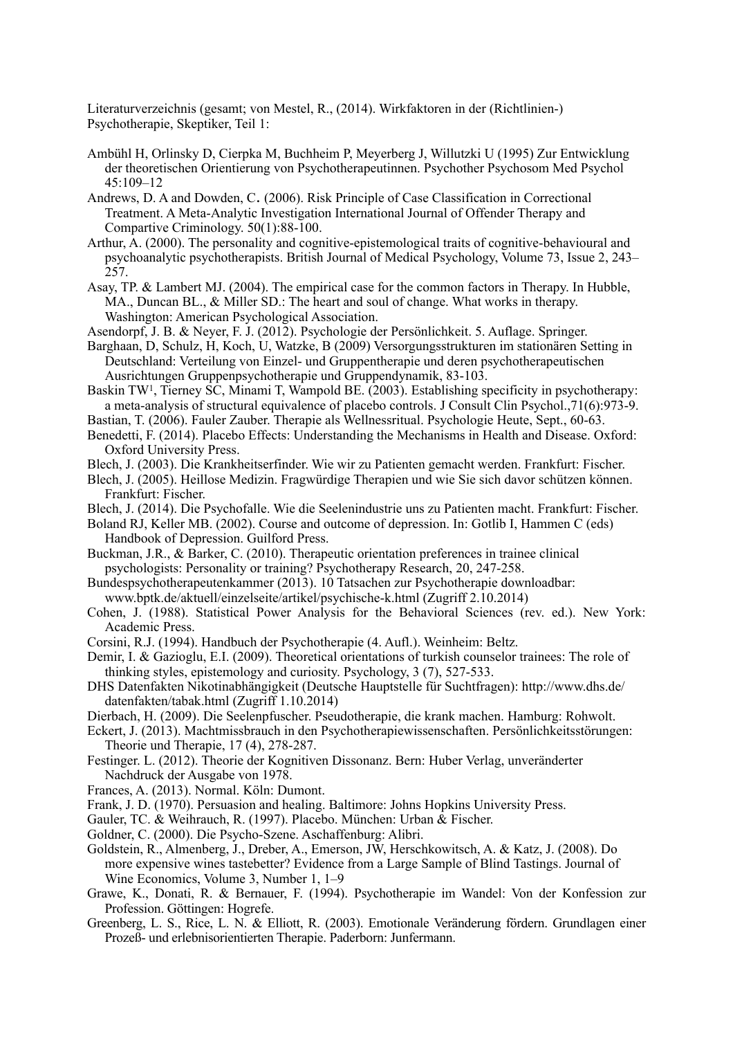Literaturverzeichnis (gesamt; von Mestel, R., (2014). Wirkfaktoren in der (Richtlinien-) Psychotherapie, Skeptiker, Teil 1:

Ambühl H, Orlinsky D, Cierpka M, Buchheim P, Meyerberg J, Willutzki U (1995) Zur Entwicklung der theoretischen Orientierung von Psychotherapeutinnen. Psychother Psychosom Med Psychol 45:109–12

Andrews, D. A and Dowden, C. (2006). Risk Principle of Case Classification in Correctional Treatment. A Meta-Analytic Investigation International Journal of Offender Therapy and Compartive Criminology. 50(1):88-100.

Arthur, A. (2000). The personality and cognitive-epistemological traits of cognitive-behavioural and psychoanalytic psychotherapists. British Journal of Medical Psychology, Volume 73, Issue 2, 243–257.

Asay, TP. & Lambert MJ. (2004). The empirical case for the common factors in Therapy. In Hubble, MA., Duncan BL., & Miller SD.: The heart and soul of change. What works in therapy. Washington: American Psychological Association.

Asendorpf, J. B. & Neyer, F. J. (2012). Psychologie der Persönlichkeit. 5. Auflage. Springer.

Barghaan, D, Schulz, H, Koch, U, Watzke, B (2009) Versorgungsstrukturen im stationären Setting in Deutschland: Verteilung von Einzel- und Gruppentherapie und deren psychotherapeutischen Ausrichtungen Gruppenpsychotherapie und Gruppendynamik, 83-103.

Baskin TW[1], Tierney SC, Minami T, Wampold BE. (2003). Establishing specificity in psychotherapy: a meta-analysis of structural equivalence of placebo controls. J Consult Clin Psychol.,71(6):973-9.

Bastian, T. (2006). Fauler Zauber. Therapie als Wellnessritual. Psychologie Heute, Sept., 60-63.

Benedetti, F. (2014). Placebo Effects: Understanding the Mechanisms in Health and Disease. Oxford: Oxford University Press.

Blech, J. (2003). Die Krankheitserfinder. Wie wir zu Patienten gemacht werden. Frankfurt: Fischer.

Blech, J. (2005). Heillose Medizin. Fragwürdige Therapien und wie Sie sich davor schützen können. Frankfurt: Fischer.

Blech, J. (2014). Die Psychofalle. Wie die Seelenindustrie uns zu Patienten macht. Frankfurt: Fischer.

Boland RJ, Keller MB. (2002). Course and outcome of depression. In: Gotlib I, Hammen C (eds) Handbook of Depression. Guilford Press.

Buckman, J.R., & Barker, C. (2010). Therapeutic orientation preferences in trainee clinical psychologists: Personality or training? Psychotherapy Research, 20, 247-258.

Bundespsychotherapeutenkammer (2013). 10 Tatsachen zur Psychotherapie downloadbar: www.bptk.de/aktuell/einzelseite/artikel/psychische-k.html (Zugriff 2.10.2014)

Cohen, J. (1988). Statistical Power Analysis for the Behavioral Sciences (rev. ed.). New York: Academic Press.

Corsini, R.J. (1994). Handbuch der Psychotherapie (4. Aufl.). Weinheim: Beltz.

Demir, I. & Gazioglu, E.I. (2009). Theoretical orientations of turkish counselor trainees: The role of thinking styles, epistemology and curiosity. Psychology, 3 (7), 527-533.

DHS Datenfakten Nikotinabhängigkeit (Deutsche Hauptstelle für Suchtfragen): http://www.dhs.de/datenfakten/tabak.html (Zugriff 1.10.2014)

Dierbach, H. (2009). Die Seelenpfuscher. Pseudotherapie, die krank machen. Hamburg: Rohwolt.

Eckert, J. (2013). Machtmissbrauch in den Psychotherapiewissenschaften. Persönlichkeitsstörungen: Theorie und Therapie, 17 (4), 278-287.

Festinger. L. (2012). Theorie der Kognitiven Dissonanz. Bern: Huber Verlag, unveränderter Nachdruck der Ausgabe von 1978.

Frances, A. (2013). Normal. Köln: Dumont.

Frank, J. D. (1970). Persuasion and healing. Baltimore: Johns Hopkins University Press.

Gauler, TC. & Weihrauch, R. (1997). Placebo. München: Urban & Fischer.

Goldner, C. (2000). Die Psycho-Szene. Aschaffenburg: Alibri.

Goldstein, R., Almenberg, J., Dreber, A., Emerson, JW, Herschkowitsch, A. & Katz, J. (2008). Do more expensive wines tastebetter? Evidence from a Large Sample of Blind Tastings. Journal of Wine Economics, Volume 3, Number 1, 1–9

Grawe, K., Donati, R. & Bernauer, F. (1994). Psychotherapie im Wandel: Von der Konfession zur Profession. Göttingen: Hogrefe.

Greenberg, L. S., Rice, L. N. & Elliott, R. (2003). Emotionale Veränderung fördern. Grundlagen einer Prozeß- und erlebnisorientierten Therapie. Paderborn: Junfermann.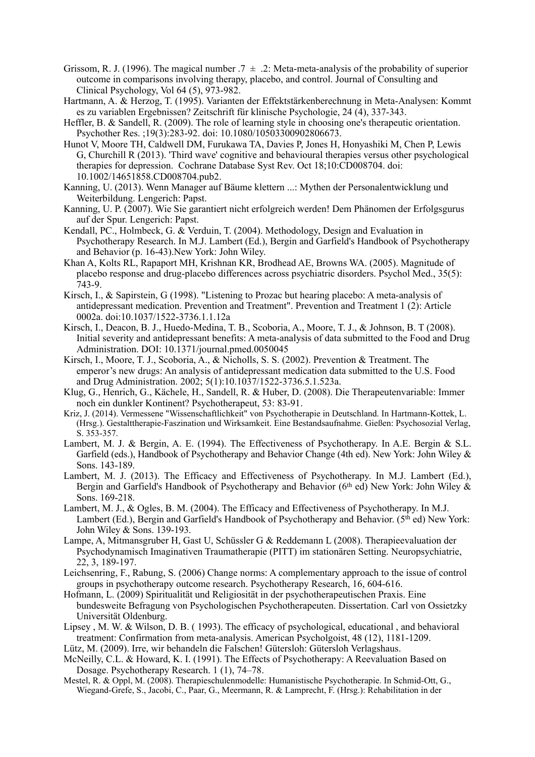Grissom, R. J. (1996). The magical number .7 ± .2: Meta-meta-analysis of the probability of superior outcome in comparisons involving therapy, placebo, and control. Journal of Consulting and Clinical Psychology, Vol 64 (5), 973-982.

Hartmann, A. & Herzog, T. (1995). Varianten der Effektstärkenberechnung in Meta-Analysen: Kommt es zu variablen Ergebnissen? Zeitschrift für klinische Psychologie, 24 (4), 337-343.

Heffler, B. & Sandell, R. (2009). The role of learning style in choosing one's therapeutic orientation. Psychother Res. ;19(3):283-92. doi: 10.1080/10503300902806673.

Hunot V, Moore TH, Caldwell DM, Furukawa TA, Davies P, Jones H, Honyashiki M, Chen P, Lewis G, Churchill R (2013). 'Third wave' cognitive and behavioural therapies versus other psychological therapies for depression. Cochrane Database Syst Rev. Oct 18;10:CD008704. doi: 10.1002/14651858.CD008704.pub2.

Kanning, U. (2013). Wenn Manager auf Bäume klettern ...: Mythen der Personalentwicklung und Weiterbildung. Lengerich: Papst.

Kanning, U. P. (2007). Wie Sie garantiert nicht erfolgreich werden! Dem Phänomen der Erfolgsgurus auf der Spur. Lengerich: Papst.

Kendall, PC., Holmbeck, G. & Verduin, T. (2004). Methodology, Design and Evaluation in Psychotherapy Research. In M.J. Lambert (Ed.), Bergin and Garfield's Handbook of Psychotherapy and Behavior (p. 16-43).New York: John Wiley.

Khan A, Kolts RL, Rapaport MH, Krishnan KR, Brodhead AE, Browns WA. (2005). Magnitude of placebo response and drug-placebo differences across psychiatric disorders. Psychol Med., 35(5): 743-9.

Kirsch, I., & Sapirstein, G (1998). "Listening to Prozac but hearing placebo: A meta-analysis of antidepressant medication. Prevention and Treatment". Prevention and Treatment 1 (2): Article 0002a. doi:10.1037/1522-3736.1.1.12a

Kirsch, I., Deacon, B. J., Huedo-Medina, T. B., Scoboria, A., Moore, T. J., & Johnson, B. T (2008). Initial severity and antidepressant benefits: A meta-analysis of data submitted to the Food and Drug Administration. DOI: 10.1371/journal.pmed.0050045

Kirsch, I., Moore, T. J., Scoboria, A., & Nicholls, S. S. (2002). Prevention & Treatment. The emperor's new drugs: An analysis of antidepressant medication data submitted to the U.S. Food and Drug Administration. 2002; 5(1):10.1037/1522-3736.5.1.523a.

Klug, G., Henrich, G., Kächele, H., Sandell, R. & Huber, D. (2008). Die Therapeutenvariable: Immer noch ein dunkler Kontinent? Psychotherapeut, 53: 83-91.

Kriz, J. (2014). Vermessene "Wissenschaftlichkeit" von Psychotherapie in Deutschland. In Hartmann-Kottek, L. (Hrsg.). Gestalttherapie-Faszination und Wirksamkeit. Eine Bestandsaufnahme. Gießen: Psychosozial Verlag, S. 353-357.

Lambert, M. J. & Bergin, A. E. (1994). The Effectiveness of Psychotherapy. In A.E. Bergin & S.L. Garfield (eds.), Handbook of Psychotherapy and Behavior Change (4th ed). New York: John Wiley & Sons. 143-189.

Lambert, M. J. (2013). The Efficacy and Effectiveness of Psychotherapy. In M.J. Lambert (Ed.), Bergin and Garfield's Handbook of Psychotherapy and Behavior (6th ed) New York: John Wiley & Sons. 169-218.

Lambert, M. J., & Ogles, B. M. (2004). The Efficacy and Effectiveness of Psychotherapy. In M.J. Lambert (Ed.), Bergin and Garfield's Handbook of Psychotherapy and Behavior. (5th ed) New York: John Wiley & Sons. 139-193.

Lampe, A, Mitmansgruber H, Gast U, Schüssler G & Reddemann L (2008). Therapieevaluation der Psychodynamisch Imaginativen Traumatherapie (PITT) im stationären Setting. Neuropsychiatrie, 22, 3, 189-197.

Leichsenring, F., Rabung, S. (2006) Change norms: A complementary approach to the issue of control groups in psychotherapy outcome research. Psychotherapy Research, 16, 604-616.

Hofmann, L. (2009) Spiritualität und Religiosität in der psychotherapeutischen Praxis. Eine bundesweite Befragung von Psychologischen Psychotherapeuten. Dissertation. Carl von Ossietzky Universität Oldenburg.

Lipsey , M. W. & Wilson, D. B. ( 1993). The efficacy of psychological, educational , and behavioral treatment: Confirmation from meta-analysis. American Psycholgoist, 48 (12), 1181-1209.

Lütz, M. (2009). Irre, wir behandeln die Falschen! Gütersloh: Gütersloh Verlagshaus.

McNeilly, C.L. & Howard, K. I. (1991). The Effects of Psychotherapy: A Reevaluation Based on Dosage. Psychotherapy Research. 1 (1), 74–78.

Mestel, R. & Oppl, M. (2008). Therapieschulenmodelle: Humanistische Psychotherapie. In Schmid-Ott, G., Wiegand-Grefe, S., Jacobi, C., Paar, G., Meermann, R. & Lamprecht, F. (Hrsg.): Rehabilitation in der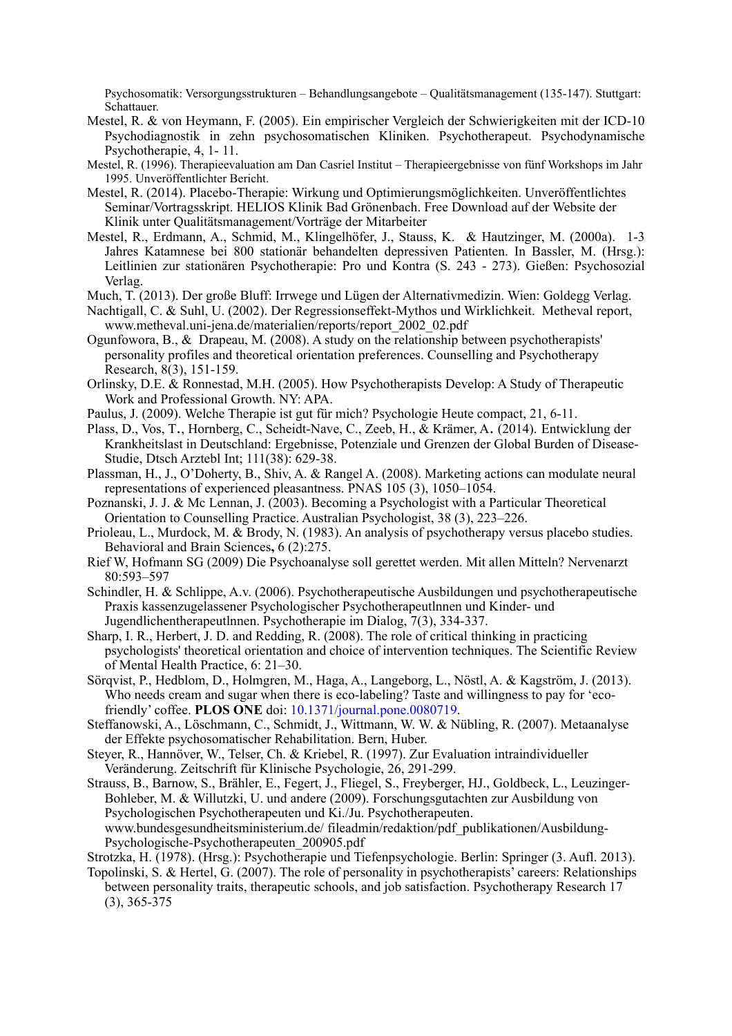Psychosomatik: Versorgungsstrukturen – Behandlungsangebote – Qualitätsmanagement (135-147). Stuttgart: Schattauer.

Mestel, R. & von Heymann, F. (2005). Ein empirischer Vergleich der Schwierigkeiten mit der ICD-10 Psychodiagnostik in zehn psychosomatischen Kliniken. Psychotherapeut. Psychodynamische Psychotherapie, 4, 1- 11.

Mestel, R. (1996). Therapieevaluation am Dan Casriel Institut – Therapieergebnisse von fünf Workshops im Jahr 1995. Unveröffentlichter Bericht.

Mestel, R. (2014). Placebo-Therapie: Wirkung und Optimierungsmöglichkeiten. Unveröffentlichtes Seminar/Vortragsskript. HELIOS Klinik Bad Grönenbach. Free Download auf der Website der Klinik unter Qualitätsmanagement/Vorträge der Mitarbeiter

Mestel, R., Erdmann, A., Schmid, M., Klingelhöfer, J., Stauss, K. & Hautzinger, M. (2000a). 1-3 Jahres Katamnese bei 800 stationär behandelten depressiven Patienten. In Bassler, M. (Hrsg.): Leitlinien zur stationären Psychotherapie: Pro und Kontra (S. 243 - 273). Gießen: Psychosozial Verlag.

Much, T. (2013). Der große Bluff: Irrwege und Lügen der Alternativmedizin. Wien: Goldegg Verlag.

Nachtigall, C. & Suhl, U. (2002). Der Regressionseffekt-Mythos und Wirklichkeit. Metheval report, www.metheval.uni-jena.de/materialien/reports/report_2002_02.pdf

Ogunfowora, B., & Drapeau, M. (2008). A study on the relationship between psychotherapists' personality profiles and theoretical orientation preferences. Counselling and Psychotherapy Research, 8(3), 151-159.

Orlinsky, D.E. & Ronnestad, M.H. (2005). How Psychotherapists Develop: A Study of Therapeutic Work and Professional Growth. NY: APA.

Paulus, J. (2009). Welche Therapie ist gut für mich? Psychologie Heute compact, 21, 6-11.

Plass, D., Vos, T., Hornberg, C., Scheidt-Nave, C., Zeeb, H., & Krämer, A. (2014). Entwicklung der Krankheitslast in Deutschland: Ergebnisse, Potenziale und Grenzen der Global Burden of Disease-Studie, Dtsch Arztebl Int; 111(38): 629-38.

Plassman, H., J., O'Doherty, B., Shiv, A. & Rangel A. (2008). Marketing actions can modulate neural representations of experienced pleasantness. PNAS 105 (3), 1050–1054.

Poznanski, J. J. & Mc Lennan, J. (2003). Becoming a Psychologist with a Particular Theoretical Orientation to Counselling Practice. Australian Psychologist, 38 (3), 223–226.

Prioleau, L., Murdock, M. & Brody, N. (1983). An analysis of psychotherapy versus placebo studies. Behavioral and Brain Sciences, 6 (2):275.

Rief W, Hofmann SG (2009) Die Psychoanalyse soll gerettet werden. Mit allen Mitteln? Nervenarzt 80:593–597

Schindler, H. & Schlippe, A.v. (2006). Psychotherapeutische Ausbildungen und psychotherapeutische Praxis kassenzugelassener Psychologischer PsychotherapeutInnen und Kinder- und JugendlichentherapeutInnen. Psychotherapie im Dialog, 7(3), 334-337.

Sharp, I. R., Herbert, J. D. and Redding, R. (2008). The role of critical thinking in practicing psychologists' theoretical orientation and choice of intervention techniques. The Scientific Review of Mental Health Practice, 6: 21–30.

Sörqvist, P., Hedblom, D., Holmgren, M., Haga, A., Langeborg, L., Nöstl, A. & Kagström, J. (2013). Who needs cream and sugar when there is eco-labeling? Taste and willingness to pay for 'eco-friendly' coffee. **PLOS ONE** doi: 10.1371/journal.pone.0080719.

Steffanowski, A., Löschmann, C., Schmidt, J., Wittmann, W. W. & Nübling, R. (2007). Metaanalyse der Effekte psychosomatischer Rehabilitation. Bern, Huber.

Steyer, R., Hannöver, W., Telser, Ch. & Kriebel, R. (1997). Zur Evaluation intraindividueller Veränderung. Zeitschrift für Klinische Psychologie, 26, 291-299.

Strauss, B., Barnow, S., Brähler, E., Fegert, J., Fliegel, S., Freyberger, HJ., Goldbeck, L., Leuzinger-Bohleber, M. & Willutzki, U. und andere (2009). Forschungsgutachten zur Ausbildung von Psychologischen Psychotherapeuten und Ki./Ju. Psychotherapeuten. www.bundesgesundheitsministerium.de/ fileadmin/redaktion/pdf_publikationen/Ausbildung-Psychologische-Psychotherapeuten_200905.pdf

Strotzka, H. (1978). (Hrsg.): Psychotherapie und Tiefenpsychologie. Berlin: Springer (3. Aufl. 2013).

Topolinski, S. & Hertel, G. (2007). The role of personality in psychotherapists' careers: Relationships between personality traits, therapeutic schools, and job satisfaction. Psychotherapy Research 17 (3), 365-375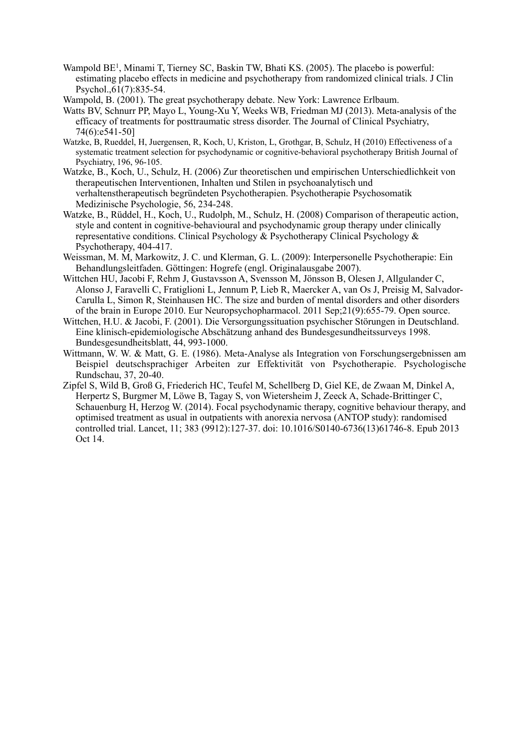Wampold BE[1], Minami T, Tierney SC, Baskin TW, Bhati KS. (2005). The placebo is powerful: estimating placebo effects in medicine and psychotherapy from randomized clinical trials. J Clin Psychol.,61(7):835-54.

Wampold, B. (2001). The great psychotherapy debate. New York: Lawrence Erlbaum.

Watts BV, Schnurr PP, Mayo L, Young-Xu Y, Weeks WB, Friedman MJ (2013). Meta-analysis of the efficacy of treatments for posttraumatic stress disorder. The Journal of Clinical Psychiatry, 74(6):e541-50]

Watzke, B, Rueddel, H, Juergensen, R, Koch, U, Kriston, L, Grothgar, B, Schulz, H (2010) Effectiveness of a systematic treatment selection for psychodynamic or cognitive-behavioral psychotherapy British Journal of Psychiatry, 196, 96-105.

Watzke, B., Koch, U., Schulz, H. (2006) Zur theoretischen und empirischen Unterschiedlichkeit von therapeutischen Interventionen, Inhalten und Stilen in psychoanalytisch und verhaltenstherapeutisch begründeten Psychotherapien. Psychotherapie Psychosomatik Medizinische Psychologie, 56, 234-248.

Watzke, B., Rüddel, H., Koch, U., Rudolph, M., Schulz, H. (2008) Comparison of therapeutic action, style and content in cognitive-behavioural and psychodynamic group therapy under clinically representative conditions. Clinical Psychology & Psychotherapy Clinical Psychology & Psychotherapy, 404-417.

Weissman, M. M, Markowitz, J. C. und Klerman, G. L. (2009): Interpersonelle Psychotherapie: Ein Behandlungsleitfaden. Göttingen: Hogrefe (engl. Originalausgabe 2007).

Wittchen HU, Jacobi F, Rehm J, Gustavsson A, Svensson M, Jönsson B, Olesen J, Allgulander C, Alonso J, Faravelli C, Fratiglioni L, Jennum P, Lieb R, Maercker A, van Os J, Preisig M, Salvador-Carulla L, Simon R, Steinhausen HC. The size and burden of mental disorders and other disorders of the brain in Europe 2010. Eur Neuropsychopharmacol. 2011 Sep;21(9):655-79. Open source.

Wittchen, H.U. & Jacobi, F. (2001). Die Versorgungssituation psychischer Störungen in Deutschland. Eine klinisch-epidemiologische Abschätzung anhand des Bundesgesundheitssurveys 1998. Bundesgesundheitsblatt, 44, 993-1000.

Wittmann, W. W. & Matt, G. E. (1986). Meta-Analyse als Integration von Forschungsergebnissen am Beispiel deutschsprachiger Arbeiten zur Effektivität von Psychotherapie. Psychologische Rundschau, 37, 20-40.

Zipfel S, Wild B, Groß G, Friederich HC, Teufel M, Schellberg D, Giel KE, de Zwaan M, Dinkel A, Herpertz S, Burgmer M, Löwe B, Tagay S, von Wietersheim J, Zeeck A, Schade-Brittinger C, Schauenburg H, Herzog W. (2014). Focal psychodynamic therapy, cognitive behaviour therapy, and optimised treatment as usual in outpatients with anorexia nervosa (ANTOP study): randomised controlled trial. Lancet, 11; 383 (9912):127-37. doi: 10.1016/S0140-6736(13)61746-8. Epub 2013 Oct 14.